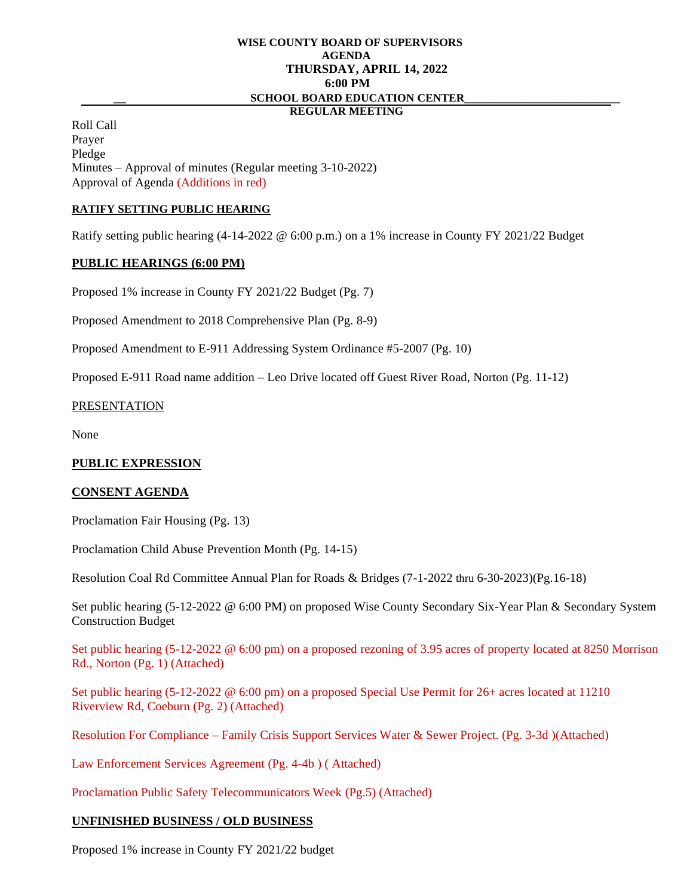**WISE COUNTY BOARD OF SUPERVISORS**
**AGENDA**
**THURSDAY, APRIL 14, 2022**
**6:00 PM**
**SCHOOL BOARD EDUCATION CENTER**
**REGULAR MEETING**

Roll Call
Prayer
Pledge
Minutes – Approval of minutes (Regular meeting 3-10-2022)
Approval of Agenda (Additions in red)

**RATIFY SETTING PUBLIC HEARING**

Ratify setting public hearing (4-14-2022 @ 6:00 p.m.) on a 1% increase in County FY 2021/22 Budget

**PUBLIC HEARINGS (6:00 PM)**

Proposed 1% increase in County FY 2021/22 Budget (Pg. 7)

Proposed Amendment to 2018 Comprehensive Plan (Pg. 8-9)

Proposed Amendment to E-911 Addressing System Ordinance #5-2007 (Pg. 10)

Proposed E-911 Road name addition – Leo Drive located off Guest River Road, Norton (Pg. 11-12)

PRESENTATION

None

**PUBLIC EXPRESSION**

**CONSENT AGENDA**

Proclamation Fair Housing (Pg. 13)

Proclamation Child Abuse Prevention Month (Pg. 14-15)

Resolution Coal Rd Committee Annual Plan for Roads & Bridges (7-1-2022 thru 6-30-2023)(Pg.16-18)

Set public hearing (5-12-2022 @ 6:00 PM) on proposed Wise County Secondary Six-Year Plan & Secondary System Construction Budget

Set public hearing (5-12-2022 @ 6:00 pm) on a proposed rezoning of 3.95 acres of property located at 8250 Morrison Rd., Norton (Pg. 1) (Attached)

Set public hearing (5-12-2022 @ 6:00 pm) on a proposed Special Use Permit for 26+ acres located at 11210 Riverview Rd, Coeburn (Pg. 2) (Attached)

Resolution For Compliance – Family Crisis Support Services Water & Sewer Project. (Pg. 3-3d )(Attached)

Law Enforcement Services Agreement (Pg. 4-4b ) ( Attached)

Proclamation Public Safety Telecommunicators Week (Pg.5) (Attached)

**UNFINISHED BUSINESS / OLD BUSINESS**

Proposed 1% increase in County FY 2021/22 budget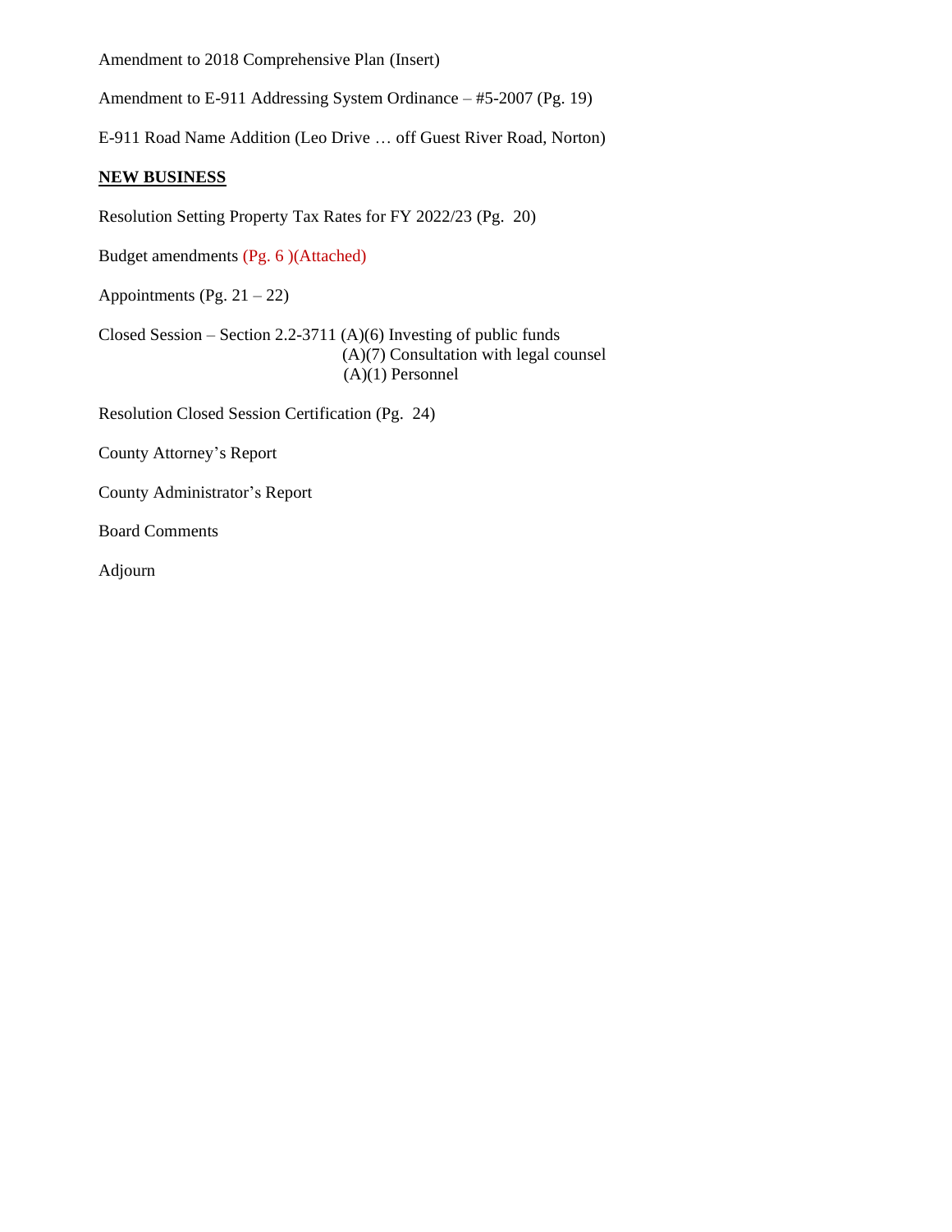Amendment to 2018 Comprehensive Plan (Insert)

Amendment to E-911 Addressing System Ordinance – #5-2007 (Pg. 19)

E-911 Road Name Addition (Leo Drive … off Guest River Road, Norton)

**NEW BUSINESS**

Resolution Setting Property Tax Rates for FY 2022/23 (Pg. 20)

Budget amendments (Pg. 6 )(Attached)

Appointments (Pg. 21 – 22)

Closed Session – Section 2.2-3711 (A)(6) Investing of public funds
(A)(7) Consultation with legal counsel
(A)(1) Personnel

Resolution Closed Session Certification (Pg. 24)

County Attorney's Report

County Administrator's Report

Board Comments

Adjourn